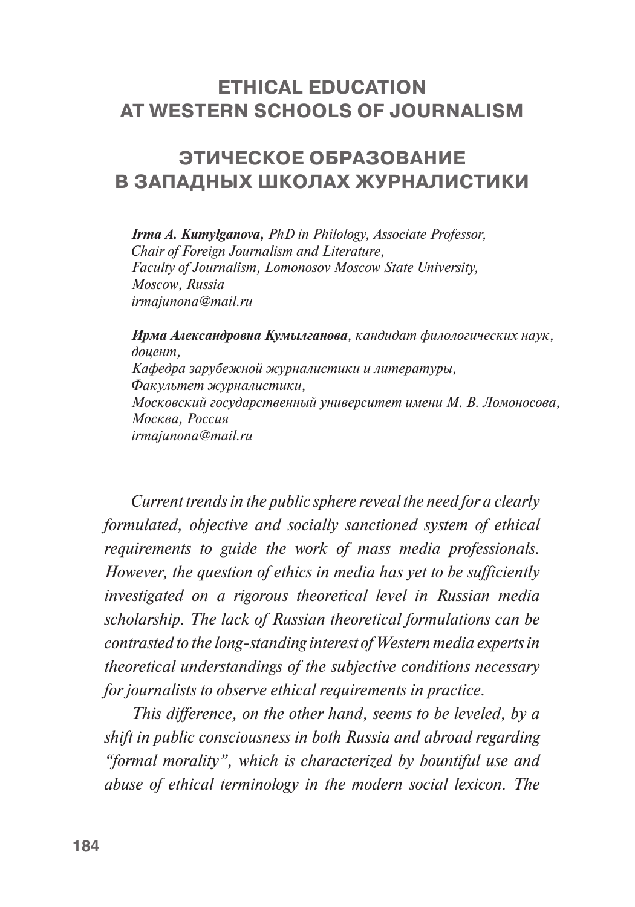# ETHICAL EDUCATION AT WESTERN SCHOOLS OF JOURNALISM

# ЭТИЧЕСКОЕ ОБРАЗОВАНИЕ В ЗАПАДНЫХ ШКОЛАХ ЖУРНАЛИСТИКИ

***Irma A. Kumylganova****, PhD in Philology, Associate Professor,*
*Chair of Foreign Journalism and Literature,*
*Faculty of Journalism, Lomonosov Moscow State University,*
*Moscow, Russia*
*irmajunona@mail.ru*

***Ирма Александровна Кумылганова****, кандидат филологических наук, доцент,*
*Кафедра зарубежной журналистики и литературы,*
*Факультет журналистики,*
*Московский государственный университет имени М. В. Ломоносова,*
*Москва, Россия*
*irmajunona@mail.ru*

*Current trends in the public sphere reveal the need for a clearly formulated, objective and socially sanctioned system of ethical requirements to guide the work of mass media professionals. However, the question of ethics in media has yet to be sufficiently investigated on a rigorous theoretical level in Russian media scholarship. The lack of Russian theoretical formulations can be contrasted to the long-standing interest of Western media experts in theoretical understandings of the subjective conditions necessary for journalists to observe ethical requirements in practice.*

*This difference, on the other hand, seems to be leveled, by a shift in public consciousness in both Russia and abroad regarding "formal morality", which is characterized by bountiful use and abuse of ethical terminology in the modern social lexicon. The*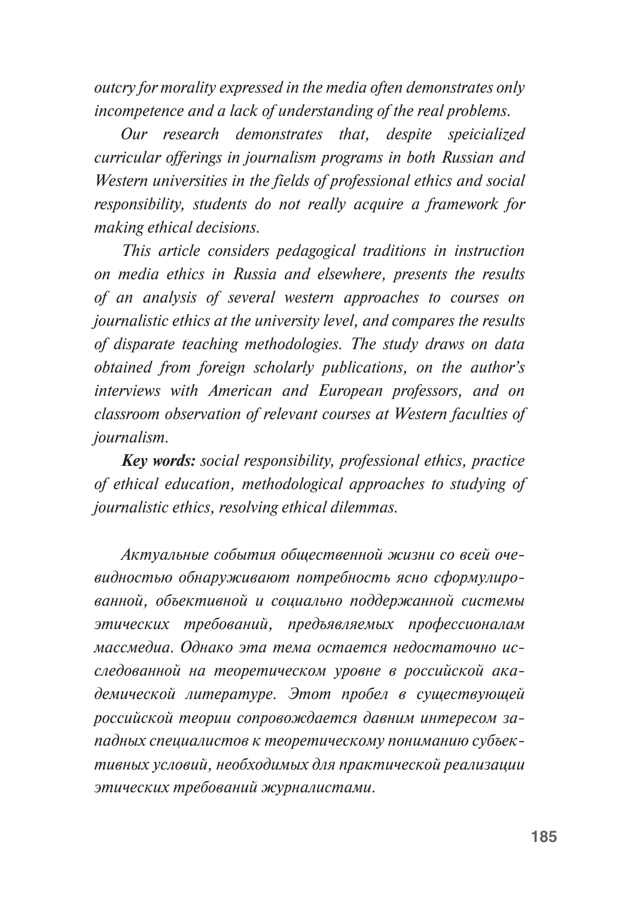*outcry for morality expressed in the media often demonstrates only incompetence and a lack of understanding of the real problems.*

*Our research demonstrates that, despite speicialized curricular offerings in journalism programs in both Russian and Western universities in the fields of professional ethics and social responsibility, students do not really acquire a framework for making ethical decisions.*

*This article considers pedagogical traditions in instruction on media ethics in Russia and elsewhere, presents the results of an analysis of several western approaches to courses on journalistic ethics at the university level, and compares the results of disparate teaching methodologies. The study draws on data obtained from foreign scholarly publications, on the author's interviews with American and European professors, and on classroom observation of relevant courses at Western faculties of journalism.*

***Key words:*** *social responsibility, professional ethics, practice of ethical education, methodological approaches to studying of journalistic ethics, resolving ethical dilemmas.*

*Актуальные события общественной жизни со всей очевидностью обнаруживают потребность ясно сформулированной, объективной и социально поддержанной системы этических требований, предъявляемых профессионалам массмедиа. Однако эта тема остается недостаточно исследованной на теоретическом уровне в российской академической литературе. Этот пробел в существующей российской теории сопровождается давним интересом западных специалистов к теоретическому пониманию субъективных условий, необходимых для практической реализации этических требований журналистами.*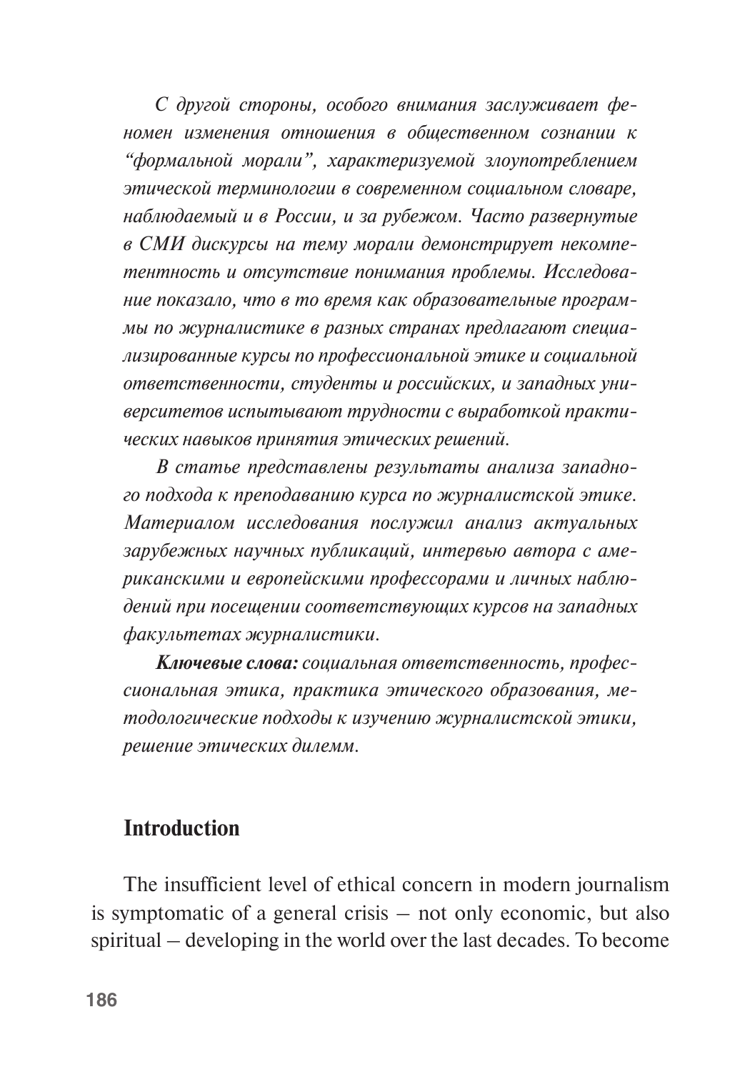*С другой стороны, особого внимания заслуживает феномен изменения отношения в общественном сознании к "формальной морали", характеризуемой злоупотреблением этической терминологии в современном социальном словаре, наблюдаемый и в России, и за рубежом. Часто развернутые в СМИ дискурсы на тему морали демонстрирует некомпетентность и отсутствие понимания проблемы. Исследование показало, что в то время как образовательные программы по журналистике в разных странах предлагают специализированные курсы по профессиональной этике и социальной ответственности, студенты и российских, и западных университетов испытывают трудности с выработкой практических навыков принятия этических решений.*

*В статье представлены результаты анализа западного подхода к преподаванию курса по журналистской этике. Материалом исследования послужил анализ актуальных зарубежных научных публикаций, интервью автора с американскими и европейскими профессорами и личных наблюдений при посещении соответствующих курсов на западных факультетах журналистики.*

***Ключевые слова:** социальная ответственность, профессиональная этика, практика этического образования, методологические подходы к изучению журналистской этики, решение этических дилемм.*

## Introduction

The insufficient level of ethical concern in modern journalism is symptomatic of a general crisis – not only economic, but also spiritual – developing in the world over the last decades. To become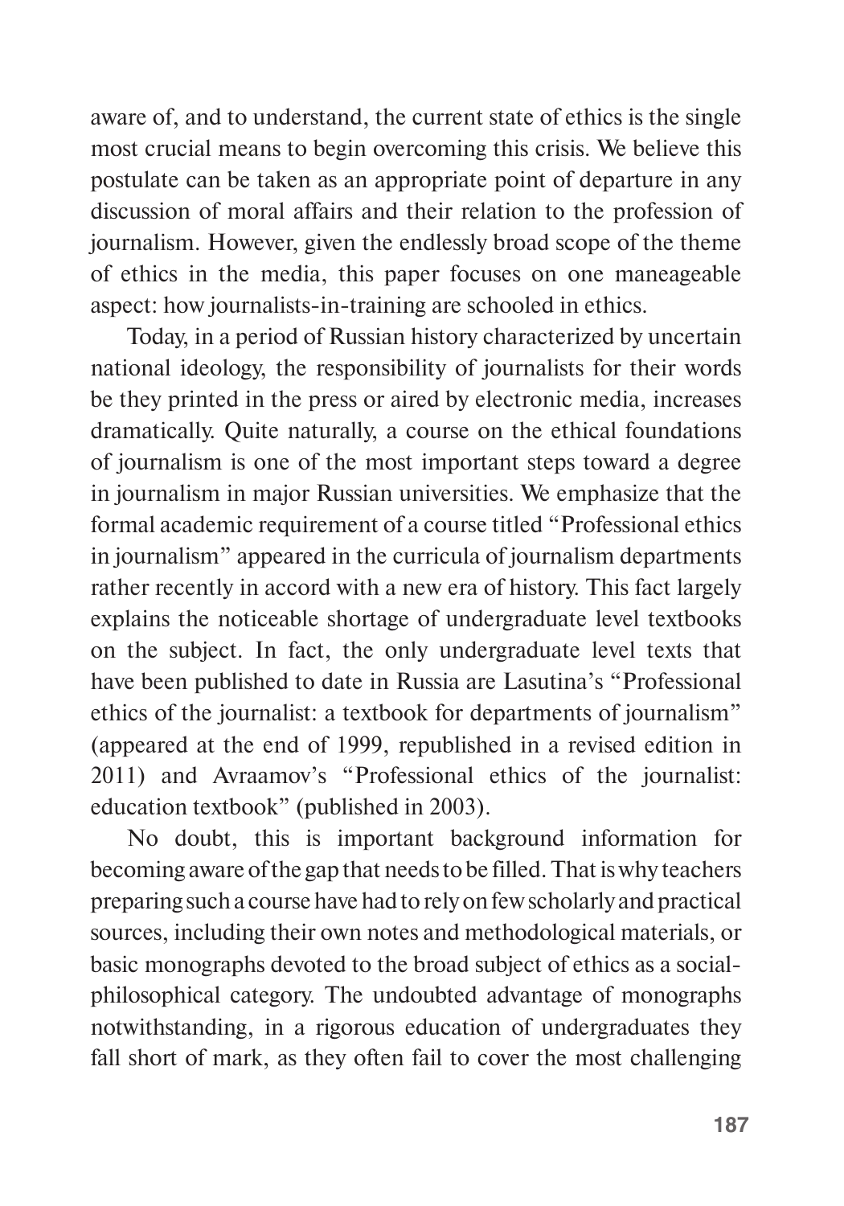aware of, and to understand, the current state of ethics is the single most crucial means to begin overcoming this crisis. We believe this postulate can be taken as an appropriate point of departure in any discussion of moral affairs and their relation to the profession of journalism. However, given the endlessly broad scope of the theme of ethics in the media, this paper focuses on one maneageable aspect: how journalists-in-training are schooled in ethics.

Today, in a period of Russian history characterized by uncertain national ideology, the responsibility of journalists for their words be they printed in the press or aired by electronic media, increases dramatically. Quite naturally, a course on the ethical foundations of journalism is one of the most important steps toward a degree in journalism in major Russian universities. We emphasize that the formal academic requirement of a course titled "Professional ethics in journalism" appeared in the curricula of journalism departments rather recently in accord with a new era of history. This fact largely explains the noticeable shortage of undergraduate level textbooks on the subject. In fact, the only undergraduate level texts that have been published to date in Russia are Lasutina's "Professional ethics of the journalist: a textbook for departments of journalism" (appeared at the end of 1999, republished in a revised edition in 2011) and Avraamov's "Professional ethics of the journalist: education textbook" (published in 2003).

No doubt, this is important background information for becoming aware of the gap that needs to be filled. That is why teachers preparing such a course have had to rely on few scholarly and practical sources, including their own notes and methodological materials, or basic monographs devoted to the broad subject of ethics as a social-philosophical category. The undoubted advantage of monographs notwithstanding, in a rigorous education of undergraduates they fall short of mark, as they often fail to cover the most challenging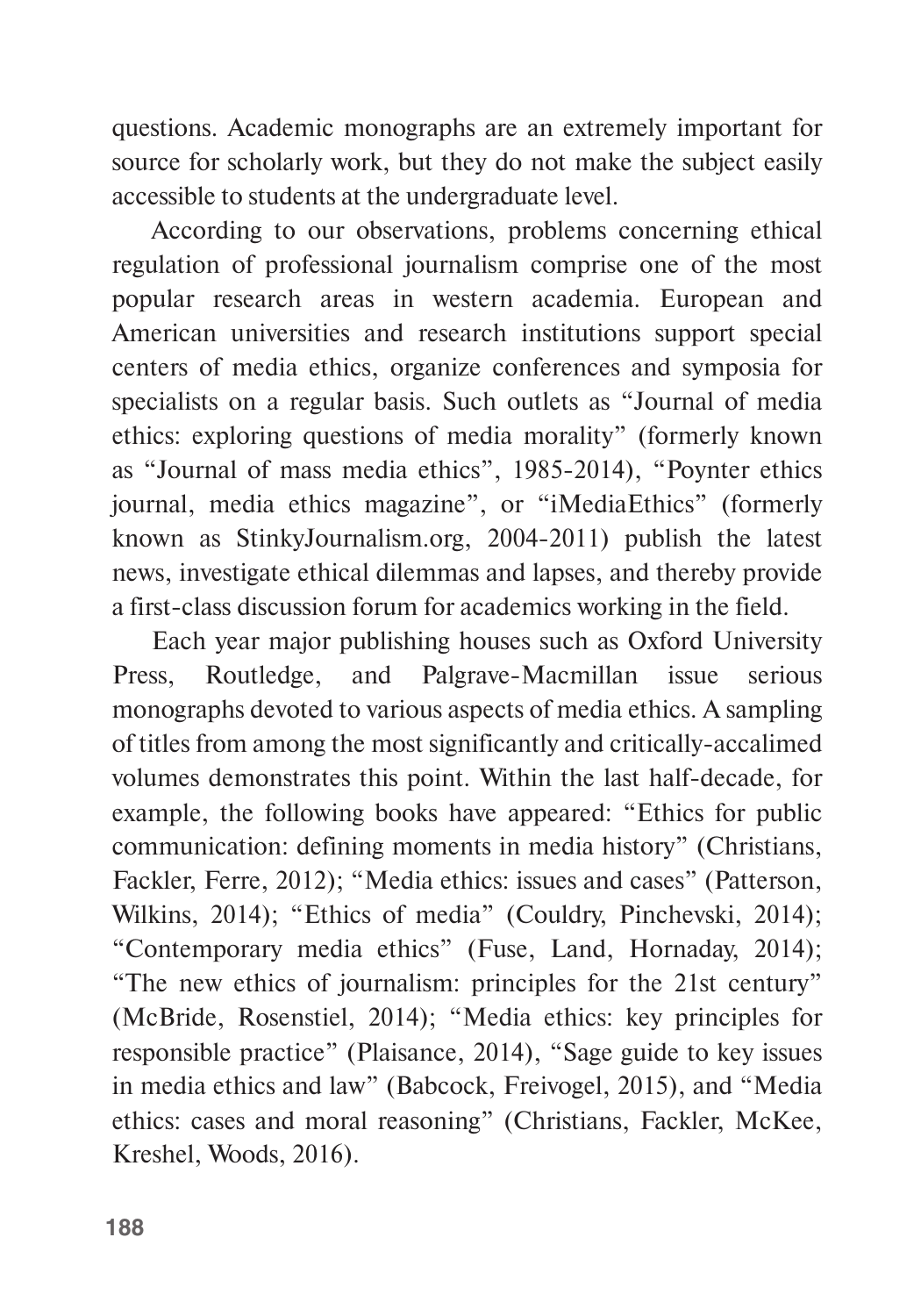questions. Academic monographs are an extremely important for source for scholarly work, but they do not make the subject easily accessible to students at the undergraduate level.

According to our observations, problems concerning ethical regulation of professional journalism comprise one of the most popular research areas in western academia. European and American universities and research institutions support special centers of media ethics, organize conferences and symposia for specialists on a regular basis. Such outlets as "Journal of media ethics: exploring questions of media morality" (formerly known as "Journal of mass media ethics", 1985-2014), "Poynter ethics journal, media ethics magazine", or "iMediaEthics" (formerly known as StinkyJournalism.org, 2004-2011) publish the latest news, investigate ethical dilemmas and lapses, and thereby provide a first-class discussion forum for academics working in the field.

Each year major publishing houses such as Oxford University Press, Routledge, and Palgrave-Macmillan issue serious monographs devoted to various aspects of media ethics. A sampling of titles from among the most significantly and critically-accalimed volumes demonstrates this point. Within the last half-decade, for example, the following books have appeared: "Ethics for public communication: defining moments in media history" (Christians, Fackler, Ferre, 2012); "Media ethics: issues and cases" (Patterson, Wilkins, 2014); "Ethics of media" (Couldry, Pinchevski, 2014); "Contemporary media ethics" (Fuse, Land, Hornaday, 2014); "The new ethics of journalism: principles for the 21st century" (McBride, Rosenstiel, 2014); "Media ethics: key principles for responsible practice" (Plaisance, 2014), "Sage guide to key issues in media ethics and law" (Babcock, Freivogel, 2015), and "Media ethics: cases and moral reasoning" (Christians, Fackler, McKee, Kreshel, Woods, 2016).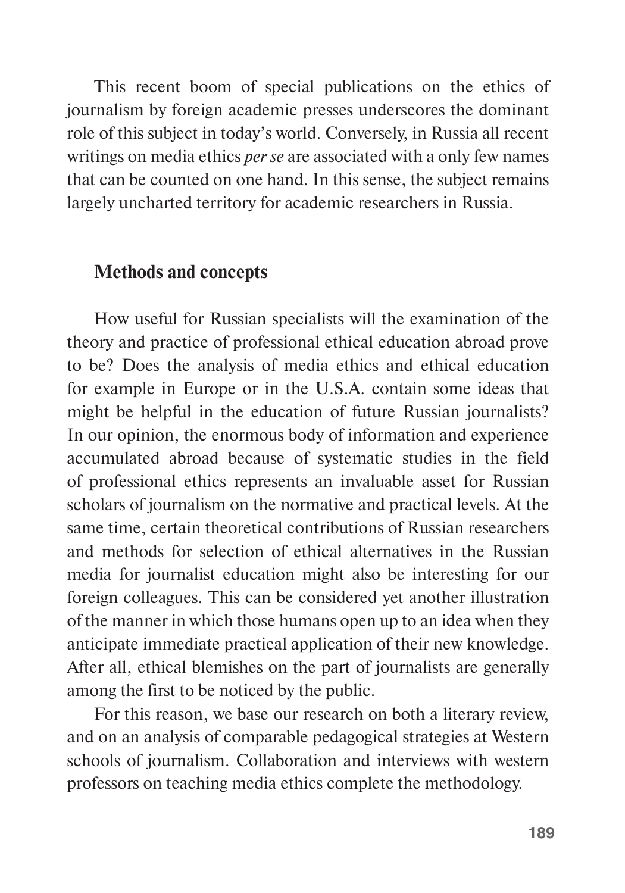This recent boom of special publications on the ethics of journalism by foreign academic presses underscores the dominant role of this subject in today's world. Conversely, in Russia all recent writings on media ethics *per se* are associated with a only few names that can be counted on one hand. In this sense, the subject remains largely uncharted territory for academic researchers in Russia.

## Methods and concepts

How useful for Russian specialists will the examination of the theory and practice of professional ethical education abroad prove to be? Does the analysis of media ethics and ethical education for example in Europe or in the U.S.A. contain some ideas that might be helpful in the education of future Russian journalists? In our opinion, the enormous body of information and experience accumulated abroad because of systematic studies in the field of professional ethics represents an invaluable asset for Russian scholars of journalism on the normative and practical levels. At the same time, certain theoretical contributions of Russian researchers and methods for selection of ethical alternatives in the Russian media for journalist education might also be interesting for our foreign colleagues. This can be considered yet another illustration of the manner in which those humans open up to an idea when they anticipate immediate practical application of their new knowledge. After all, ethical blemishes on the part of journalists are generally among the first to be noticed by the public.

For this reason, we base our research on both a literary review, and on an analysis of comparable pedagogical strategies at Western schools of journalism. Collaboration and interviews with western professors on teaching media ethics complete the methodology.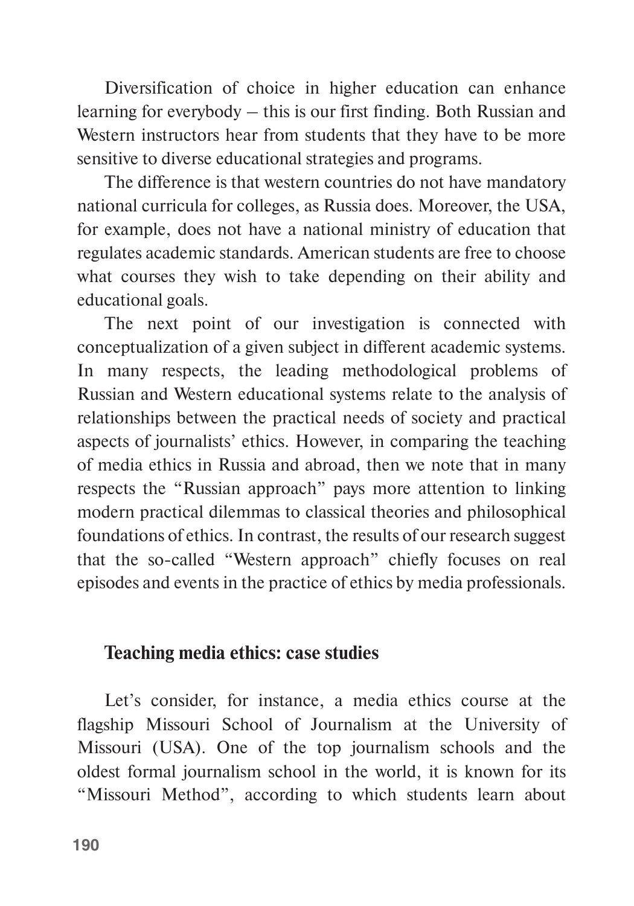Diversification of choice in higher education can enhance learning for everybody – this is our first finding. Both Russian and Western instructors hear from students that they have to be more sensitive to diverse educational strategies and programs.

The difference is that western countries do not have mandatory national curricula for colleges, as Russia does. Moreover, the USA, for example, does not have a national ministry of education that regulates academic standards. American students are free to choose what courses they wish to take depending on their ability and educational goals.

The next point of our investigation is connected with conceptualization of a given subject in different academic systems. In many respects, the leading methodological problems of Russian and Western educational systems relate to the analysis of relationships between the practical needs of society and practical aspects of journalists' ethics. However, in comparing the teaching of media ethics in Russia and abroad, then we note that in many respects the "Russian approach" pays more attention to linking modern practical dilemmas to classical theories and philosophical foundations of ethics. In contrast, the results of our research suggest that the so-called "Western approach" chiefly focuses on real episodes and events in the practice of ethics by media professionals.

## Teaching media ethics: case studies

Let's consider, for instance, a media ethics course at the flagship Missouri School of Journalism at the University of Missouri (USA). One of the top journalism schools and the oldest formal journalism school in the world, it is known for its "Missouri Method", according to which students learn about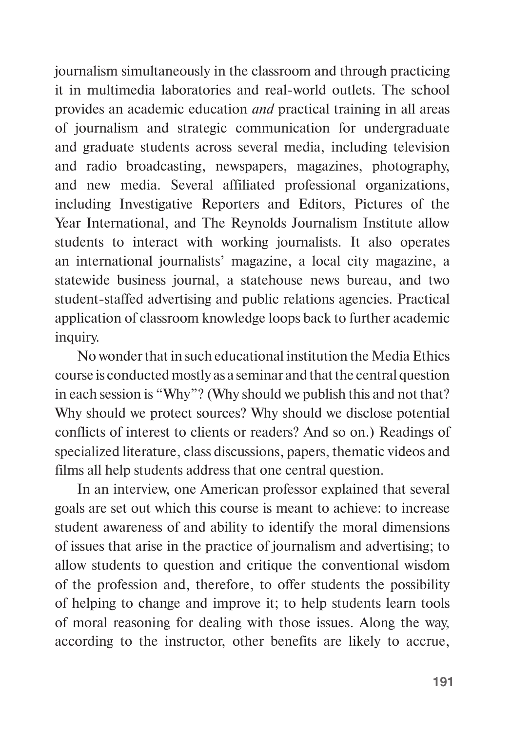journalism simultaneously in the classroom and through practicing it in multimedia laboratories and real-world outlets. The school provides an academic education *and* practical training in all areas of journalism and strategic communication for undergraduate and graduate students across several media, including television and radio broadcasting, newspapers, magazines, photography, and new media. Several affiliated professional organizations, including Investigative Reporters and Editors, Pictures of the Year International, and The Reynolds Journalism Institute allow students to interact with working journalists. It also operates an international journalists' magazine, a local city magazine, a statewide business journal, a statehouse news bureau, and two student-staffed advertising and public relations agencies. Practical application of classroom knowledge loops back to further academic inquiry.

No wonder that in such educational institution the Media Ethics course is conducted mostly as a seminar and that the central question in each session is "Why"? (Why should we publish this and not that? Why should we protect sources? Why should we disclose potential conflicts of interest to clients or readers? And so on.) Readings of specialized literature, class discussions, papers, thematic videos and films all help students address that one central question.

In an interview, one American professor explained that several goals are set out which this course is meant to achieve: to increase student awareness of and ability to identify the moral dimensions of issues that arise in the practice of journalism and advertising; to allow students to question and critique the conventional wisdom of the profession and, therefore, to offer students the possibility of helping to change and improve it; to help students learn tools of moral reasoning for dealing with those issues. Along the way, according to the instructor, other benefits are likely to accrue,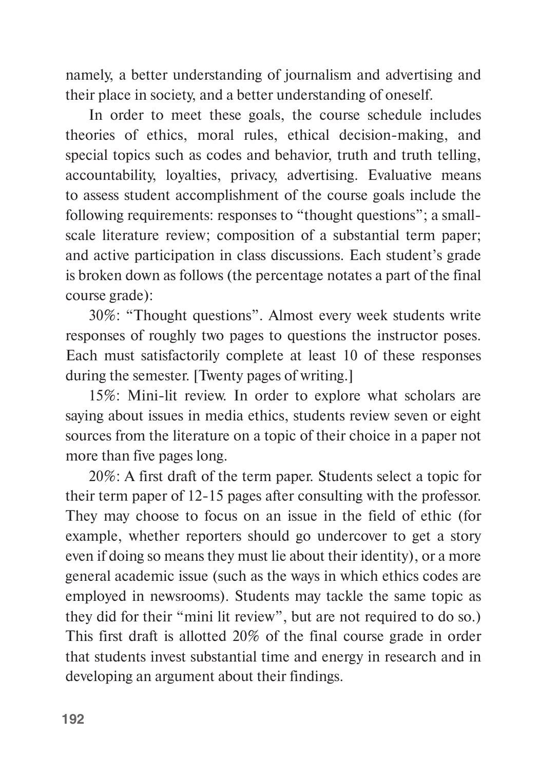namely, a better understanding of journalism and advertising and their place in society, and a better understanding of oneself.

In order to meet these goals, the course schedule includes theories of ethics, moral rules, ethical decision-making, and special topics such as codes and behavior, truth and truth telling, accountability, loyalties, privacy, advertising. Evaluative means to assess student accomplishment of the course goals include the following requirements: responses to "thought questions"; a small-scale literature review; composition of a substantial term paper; and active participation in class discussions. Each student's grade is broken down as follows (the percentage notates a part of the final course grade):

30%: "Thought questions". Almost every week students write responses of roughly two pages to questions the instructor poses. Each must satisfactorily complete at least 10 of these responses during the semester. [Twenty pages of writing.]

15%: Mini-lit review. In order to explore what scholars are saying about issues in media ethics, students review seven or eight sources from the literature on a topic of their choice in a paper not more than five pages long.

20%: A first draft of the term paper. Students select a topic for their term paper of 12-15 pages after consulting with the professor. They may choose to focus on an issue in the field of ethic (for example, whether reporters should go undercover to get a story even if doing so means they must lie about their identity), or a more general academic issue (such as the ways in which ethics codes are employed in newsrooms). Students may tackle the same topic as they did for their "mini lit review", but are not required to do so.) This first draft is allotted 20% of the final course grade in order that students invest substantial time and energy in research and in developing an argument about their findings.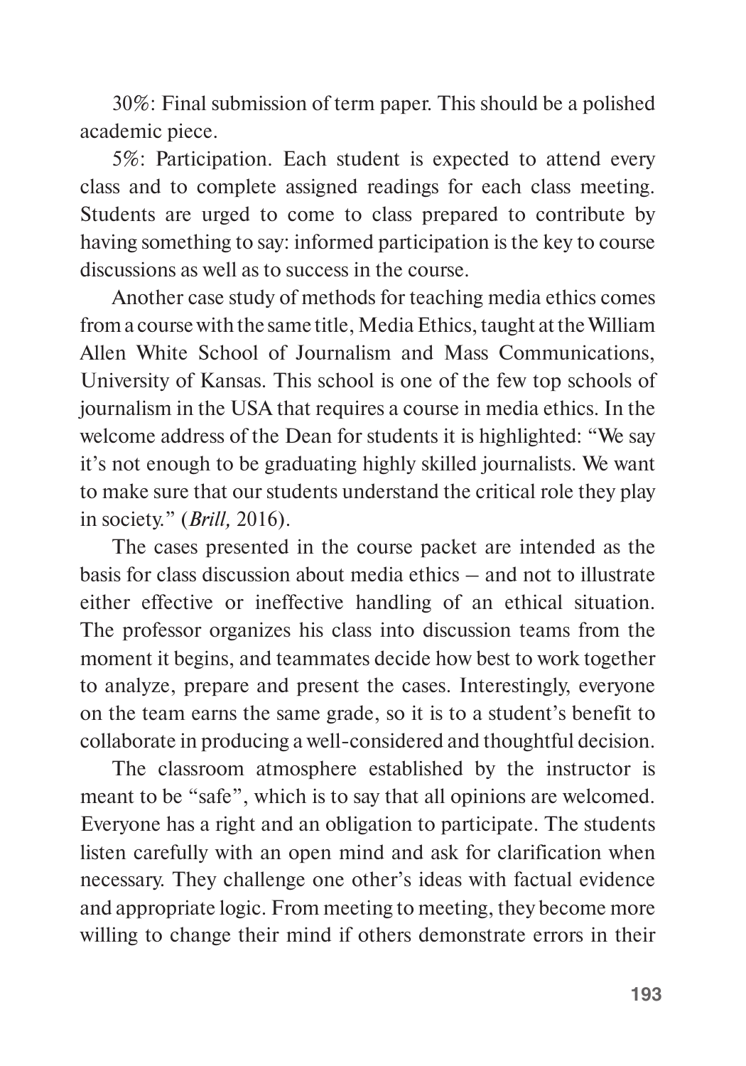30%: Final submission of term paper. This should be a polished academic piece.

5%: Participation. Each student is expected to attend every class and to complete assigned readings for each class meeting. Students are urged to come to class prepared to contribute by having something to say: informed participation is the key to course discussions as well as to success in the course.

Another case study of methods for teaching media ethics comes from a course with the same title, Media Ethics, taught at the William Allen White School of Journalism and Mass Communications, University of Kansas. This school is one of the few top schools of journalism in the USA that requires a course in media ethics. In the welcome address of the Dean for students it is highlighted: "We say it's not enough to be graduating highly skilled journalists. We want to make sure that our students understand the critical role they play in society." (*Brill,* 2016).

The cases presented in the course packet are intended as the basis for class discussion about media ethics – and not to illustrate either effective or ineffective handling of an ethical situation. The professor organizes his class into discussion teams from the moment it begins, and teammates decide how best to work together to analyze, prepare and present the cases. Interestingly, everyone on the team earns the same grade, so it is to a student's benefit to collaborate in producing a well-considered and thoughtful decision.

The classroom atmosphere established by the instructor is meant to be "safe", which is to say that all opinions are welcomed. Everyone has a right and an obligation to participate. The students listen carefully with an open mind and ask for clarification when necessary. They challenge one other's ideas with factual evidence and appropriate logic. From meeting to meeting, they become more willing to change their mind if others demonstrate errors in their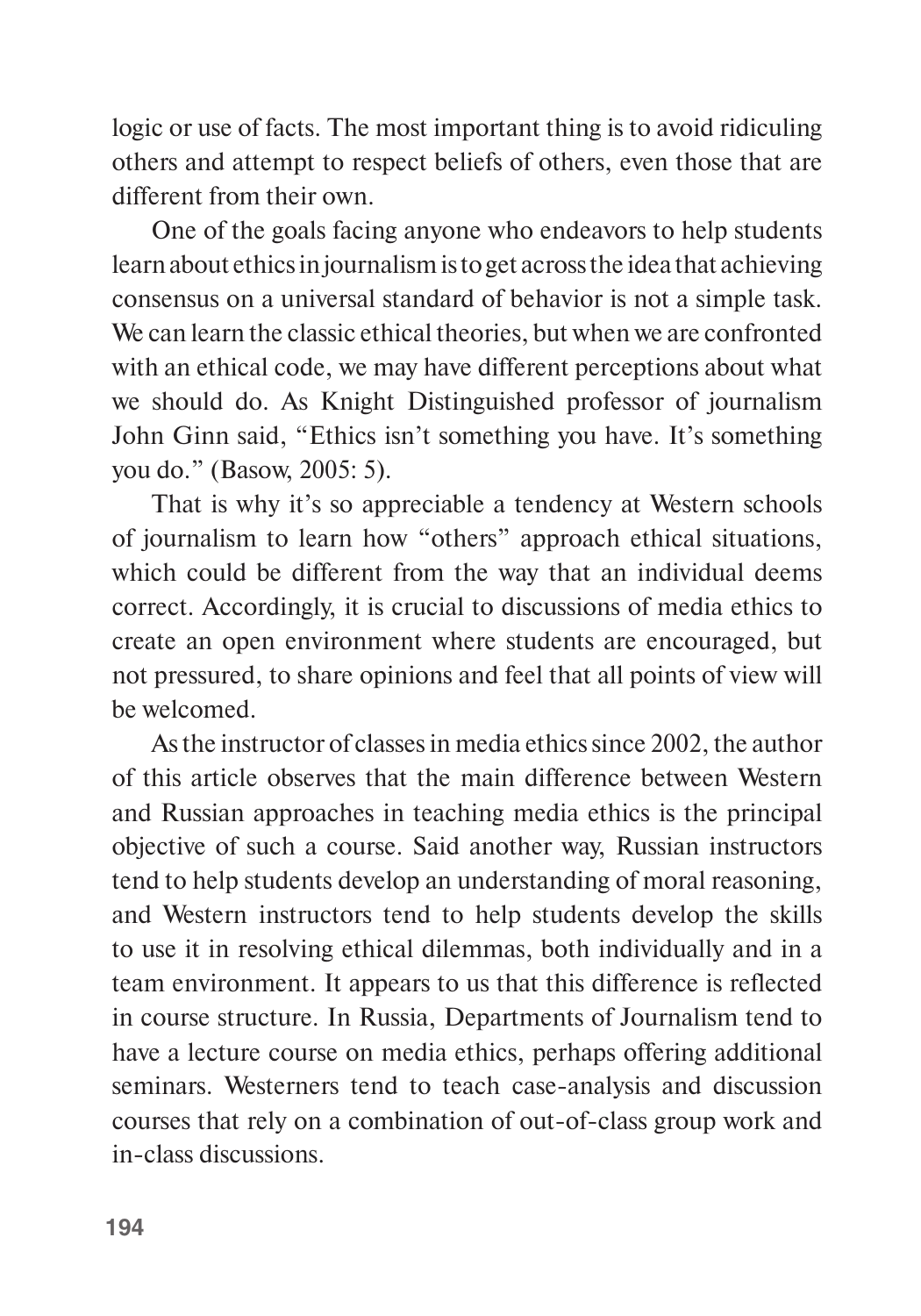logic or use of facts. The most important thing is to avoid ridiculing others and attempt to respect beliefs of others, even those that are different from their own.

One of the goals facing anyone who endeavors to help students learn about ethics in journalism is to get across the idea that achieving consensus on a universal standard of behavior is not a simple task. We can learn the classic ethical theories, but when we are confronted with an ethical code, we may have different perceptions about what we should do. As Knight Distinguished professor of journalism John Ginn said, "Ethics isn't something you have. It's something you do." (Basow, 2005: 5).

That is why it's so appreciable a tendency at Western schools of journalism to learn how "others" approach ethical situations, which could be different from the way that an individual deems correct. Accordingly, it is crucial to discussions of media ethics to create an open environment where students are encouraged, but not pressured, to share opinions and feel that all points of view will be welcomed.

As the instructor of classes in media ethics since 2002, the author of this article observes that the main difference between Western and Russian approaches in teaching media ethics is the principal objective of such a course. Said another way, Russian instructors tend to help students develop an understanding of moral reasoning, and Western instructors tend to help students develop the skills to use it in resolving ethical dilemmas, both individually and in a team environment. It appears to us that this difference is reflected in course structure. In Russia, Departments of Journalism tend to have a lecture course on media ethics, perhaps offering additional seminars. Westerners tend to teach case-analysis and discussion courses that rely on a combination of out-of-class group work and in-class discussions.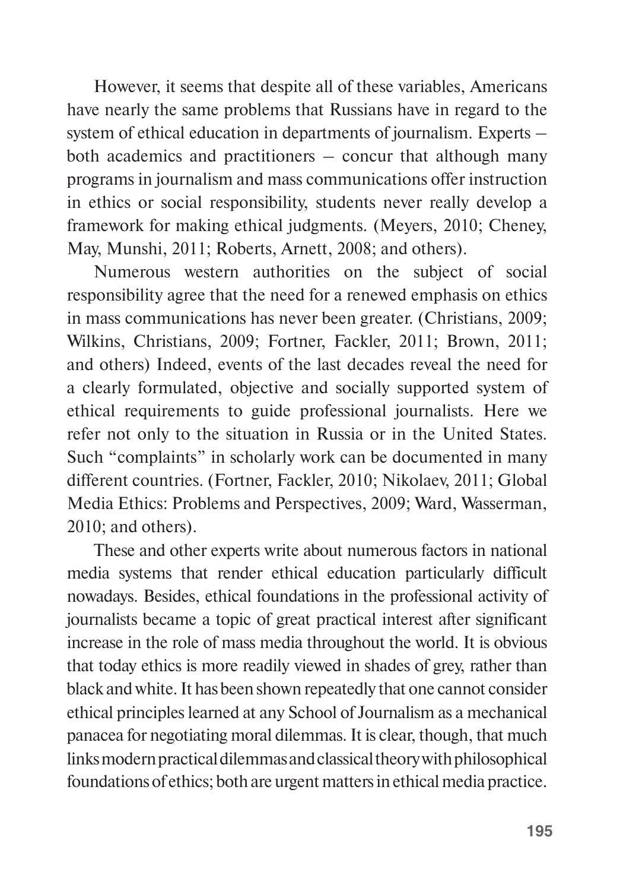However, it seems that despite all of these variables, Americans have nearly the same problems that Russians have in regard to the system of ethical education in departments of journalism. Experts – both academics and practitioners – concur that although many programs in journalism and mass communications offer instruction in ethics or social responsibility, students never really develop a framework for making ethical judgments. (Meyers, 2010; Cheney, May, Munshi, 2011; Roberts, Arnett, 2008; and others).

Numerous western authorities on the subject of social responsibility agree that the need for a renewed emphasis on ethics in mass communications has never been greater. (Christians, 2009; Wilkins, Christians, 2009; Fortner, Fackler, 2011; Brown, 2011; and others) Indeed, events of the last decades reveal the need for a clearly formulated, objective and socially supported system of ethical requirements to guide professional journalists. Here we refer not only to the situation in Russia or in the United States. Such "complaints" in scholarly work can be documented in many different countries. (Fortner, Fackler, 2010; Nikolaev, 2011; Global Media Ethics: Problems and Perspectives, 2009; Ward, Wasserman, 2010; and others).

These and other experts write about numerous factors in national media systems that render ethical education particularly difficult nowadays. Besides, ethical foundations in the professional activity of journalists became a topic of great practical interest after significant increase in the role of mass media throughout the world. It is obvious that today ethics is more readily viewed in shades of grey, rather than black and white. It has been shown repeatedly that one cannot consider ethical principles learned at any School of Journalism as a mechanical panacea for negotiating moral dilemmas. It is clear, though, that much links modern practical dilemmas and classical theory with philosophical foundations of ethics; both are urgent matters in ethical media practice.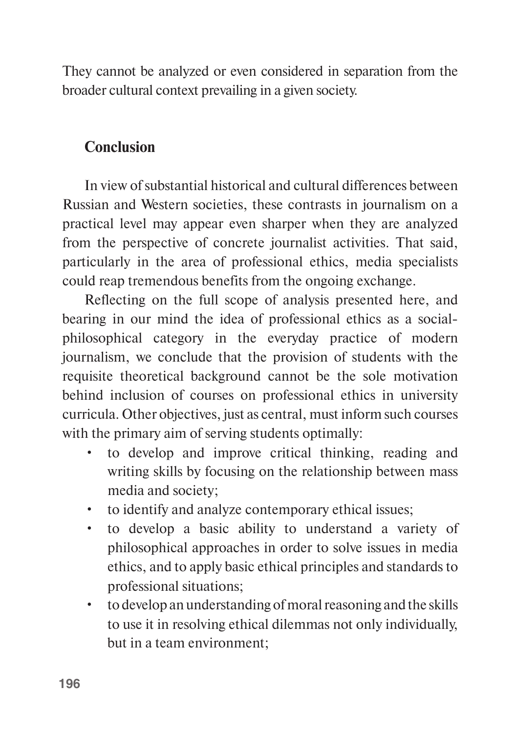They cannot be analyzed or even considered in separation from the broader cultural context prevailing in a given society.

## Conclusion

In view of substantial historical and cultural differences between Russian and Western societies, these contrasts in journalism on a practical level may appear even sharper when they are analyzed from the perspective of concrete journalist activities. That said, particularly in the area of professional ethics, media specialists could reap tremendous benefits from the ongoing exchange.

Reflecting on the full scope of analysis presented here, and bearing in our mind the idea of professional ethics as a social-philosophical category in the everyday practice of modern journalism, we conclude that the provision of students with the requisite theoretical background cannot be the sole motivation behind inclusion of courses on professional ethics in university curricula. Other objectives, just as central, must inform such courses with the primary aim of serving students optimally:

- to develop and improve critical thinking, reading and writing skills by focusing on the relationship between mass media and society;
- to identify and analyze contemporary ethical issues;
- to develop a basic ability to understand a variety of philosophical approaches in order to solve issues in media ethics, and to apply basic ethical principles and standards to professional situations;
- to develop an understanding of moral reasoning and the skills to use it in resolving ethical dilemmas not only individually, but in a team environment;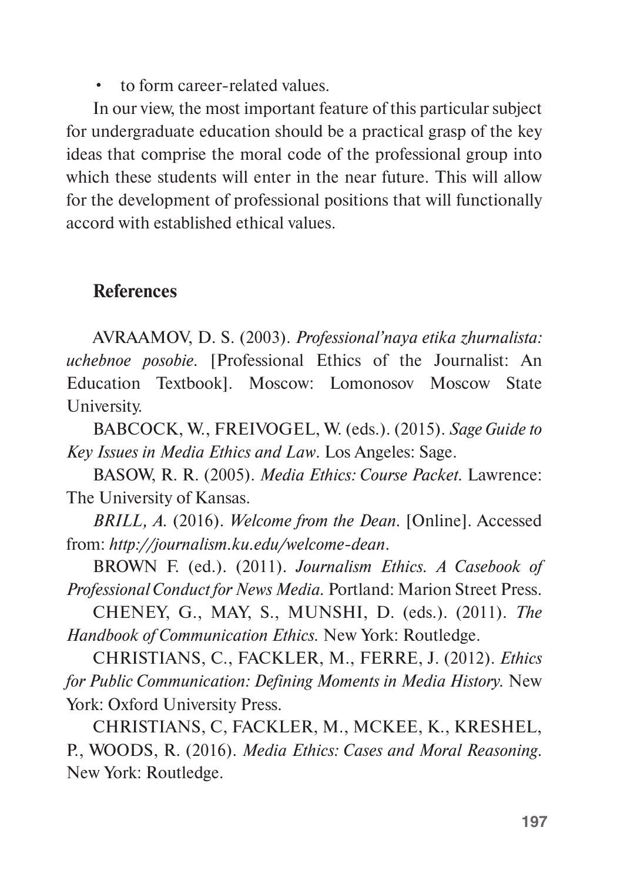- to form career-related values.

In our view, the most important feature of this particular subject for undergraduate education should be a practical grasp of the key ideas that comprise the moral code of the professional group into which these students will enter in the near future. This will allow for the development of professional positions that will functionally accord with established ethical values.

## References

AVRAAMOV, D. S. (2003). *Professional'naya etika zhurnalista: uchebnoe posobie*. [Professional Ethics of the Journalist: An Education Textbook]. Moscow: Lomonosov Moscow State University.

BABCOCK, W., FREIVOGEL, W. (eds.). (2015). *Sage Guide to Key Issues in Media Ethics and Law*. Los Angeles: Sage.

BASOW, R. R. (2005). *Media Ethics: Course Packet.* Lawrence: The University of Kansas.

*BRILL, A.* (2016). *Welcome from the Dean*. [Online]. Accessed from: *http://journalism.ku.edu/welcome-dean*.

BROWN F. (ed.). (2011). *Journalism Ethics. A Casebook of Professional Conduct for News Media.* Portland: Marion Street Press.

CHENEY, G., MAY, S., MUNSHI, D. (eds.). (2011). *The Handbook of Communication Ethics.* New York: Routledge.

CHRISTIANS, C., FACKLER, M., FERRE, J. (2012). *Ethics for Public Communication: Defining Moments in Media History.* New York: Oxford University Press.

CHRISTIANS, C, FACKLER, M., MCKEE, K., KRESHEL, P., WOODS, R. (2016). *Media Ethics: Cases and Moral Reasoning*. New York: Routledge.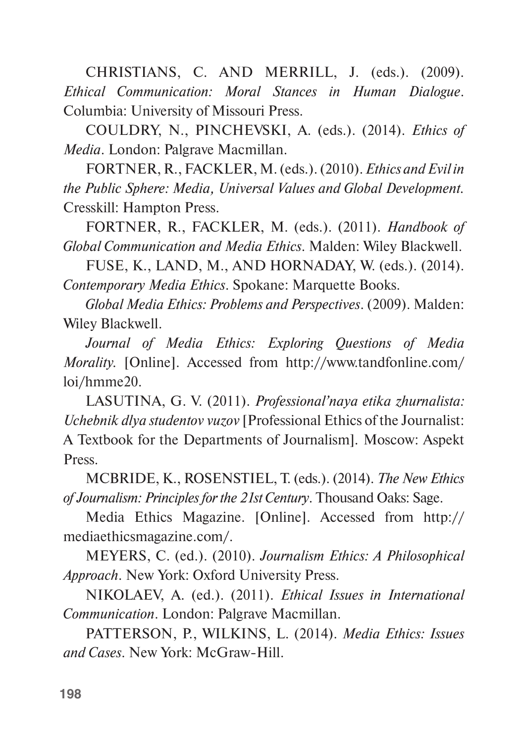CHRISTIANS, C. AND MERRILL, J. (eds.). (2009). *Ethical Communication: Moral Stances in Human Dialogue*. Columbia: University of Missouri Press.

COULDRY, N., PINCHEVSKI, A. (eds.). (2014). *Ethics of Media*. London: Palgrave Macmillan.

FORTNER, R., FACKLER, M. (eds.). (2010). *Ethics and Evil in the Public Sphere: Media, Universal Values and Global Development*. Cresskill: Hampton Press.

FORTNER, R., FACKLER, M. (eds.). (2011). *Handbook of Global Communication and Media Ethics*. Malden: Wiley Blackwell.

FUSE, K., LAND, M., AND HORNADAY, W. (eds.). (2014). *Contemporary Media Ethics*. Spokane: Marquette Books.

*Global Media Ethics: Problems and Perspectives*. (2009). Malden: Wiley Blackwell.

*Journal of Media Ethics: Exploring Questions of Media Morality*. [Online]. Accessed from http://www.tandfonline.com/loi/hmme20.

LASUTINA, G. V. (2011). *Professional'naya etika zhurnalista: Uchebnik dlya studentov vuzov* [Professional Ethics of the Journalist: A Textbook for the Departments of Journalism]. Moscow: Aspekt Press.

MCBRIDE, K., ROSENSTIEL, T. (eds.). (2014). *The New Ethics of Journalism: Principles for the 21st Century*. Thousand Oaks: Sage.

Media Ethics Magazine. [Online]. Accessed from http://mediaethicsmagazine.com/.

MEYERS, C. (ed.). (2010). *Journalism Ethics: A Philosophical Approach*. New York: Oxford University Press.

NIKOLAEV, A. (ed.). (2011). *Ethical Issues in International Communication*. London: Palgrave Macmillan.

PATTERSON, P., WILKINS, L. (2014). *Media Ethics: Issues and Cases*. New York: McGraw-Hill.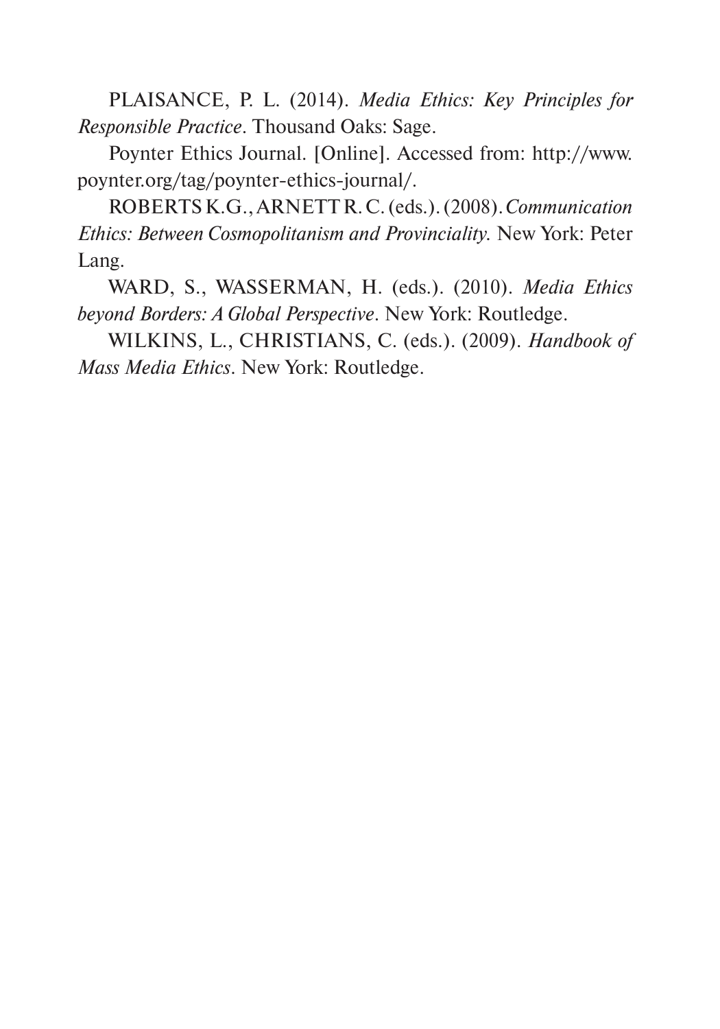PLAISANCE, P. L. (2014). *Media Ethics: Key Principles for Responsible Practice*. Thousand Oaks: Sage.

Poynter Ethics Journal. [Online]. Accessed from: http://www.poynter.org/tag/poynter-ethics-journal/.

ROBERTS K.G., ARNETT R. C. (eds.). (2008). *Communication Ethics: Between Cosmopolitanism and Provinciality.* New York: Peter Lang.

WARD, S., WASSERMAN, H. (eds.). (2010). *Media Ethics beyond Borders: A Global Perspective*. New York: Routledge.

WILKINS, L., CHRISTIANS, C. (eds.). (2009). *Handbook of Mass Media Ethics*. New York: Routledge.